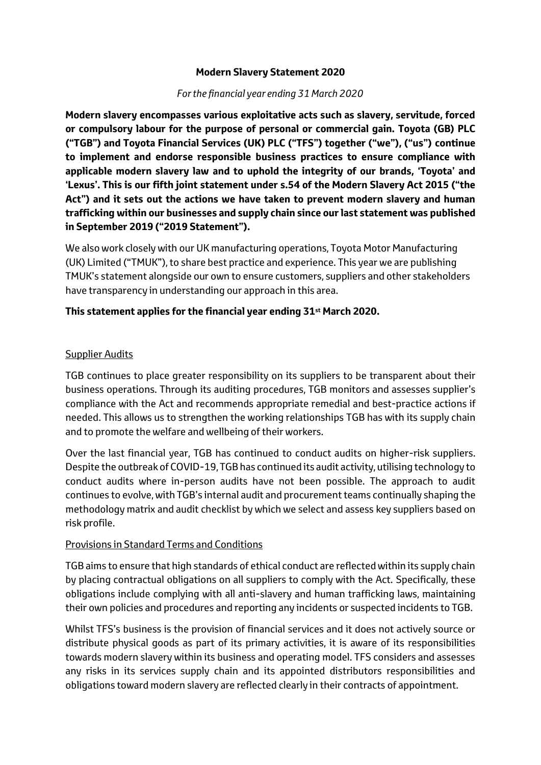# Modern Slavery Statement 2020

*For the financial year ending 31 March 2020*

**Modern slavery encompasses various exploitative acts such as slavery, servitude, forced or compulsory labour for the purpose of personal or commercial gain. Toyota (GB) PLC ("TGB") and Toyota Financial Services (UK) PLC ("TFS") together ("we"), ("us") continue to implement and endorse responsible business practices to ensure compliance with applicable modern slavery law and to uphold the integrity of our brands, 'Toyota' and 'Lexus'. This is our fifth joint statement under s.54 of the Modern Slavery Act 2015 ("the Act") and it sets out the actions we have taken to prevent modern slavery and human trafficking within our businesses and supply chain since our last statement was published in September 2019 ("2019 Statement").**

We also work closely with our UK manufacturing operations, Toyota Motor Manufacturing (UK) Limited ("TMUK"), to share best practice and experience. This year we are publishing TMUK's statement alongside our own to ensure customers, suppliers and other stakeholders have transparency in understanding our approach in this area.

**This statement applies for the financial year ending 31st March 2020.**

## Supplier Audits

TGB continues to place greater responsibility on its suppliers to be transparent about their business operations. Through its auditing procedures, TGB monitors and assesses supplier's compliance with the Act and recommends appropriate remedial and best-practice actions if needed. This allows us to strengthen the working relationships TGB has with its supply chain and to promote the welfare and wellbeing of their workers.

Over the last financial year, TGB has continued to conduct audits on higher-risk suppliers. Despite the outbreak of COVID-19, TGB has continued its audit activity, utilising technology to conduct audits where in-person audits have not been possible. The approach to audit continues to evolve, with TGB's internal audit and procurement teams continually shaping the methodology matrix and audit checklist by which we select and assess key suppliers based on risk profile.

## Provisions in Standard Terms and Conditions

TGB aims to ensure that high standards of ethical conduct are reflected within its supply chain by placing contractual obligations on all suppliers to comply with the Act. Specifically, these obligations include complying with all anti-slavery and human trafficking laws, maintaining their own policies and procedures and reporting any incidents or suspected incidents to TGB.

Whilst TFS's business is the provision of financial services and it does not actively source or distribute physical goods as part of its primary activities, it is aware of its responsibilities towards modern slavery within its business and operating model. TFS considers and assesses any risks in its services supply chain and its appointed distributors responsibilities and obligations toward modern slavery are reflected clearly in their contracts of appointment.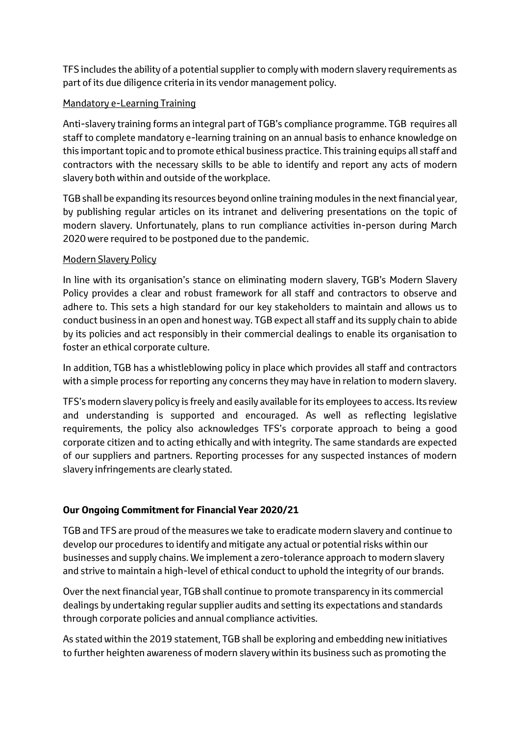TFS includes the ability of a potential supplier to comply with modern slavery requirements as part of its due diligence criteria in its vendor management policy.

Mandatory e-Learning Training

Anti-slavery training forms an integral part of TGB's compliance programme. TGB requires all staff to complete mandatory e-learning training on an annual basis to enhance knowledge on this important topic and to promote ethical business practice. This training equips all staff and contractors with the necessary skills to be able to identify and report any acts of modern slavery both within and outside of the workplace.

TGB shall be expanding its resources beyond online training modules in the next financial year, by publishing regular articles on its intranet and delivering presentations on the topic of modern slavery. Unfortunately, plans to run compliance activities in-person during March 2020 were required to be postponed due to the pandemic.

Modern Slavery Policy

In line with its organisation's stance on eliminating modern slavery, TGB's Modern Slavery Policy provides a clear and robust framework for all staff and contractors to observe and adhere to. This sets a high standard for our key stakeholders to maintain and allows us to conduct business in an open and honest way. TGB expect all staff and its supply chain to abide by its policies and act responsibly in their commercial dealings to enable its organisation to foster an ethical corporate culture.

In addition, TGB has a whistleblowing policy in place which provides all staff and contractors with a simple process for reporting any concerns they may have in relation to modern slavery.

TFS's modern slavery policy is freely and easily available for its employees to access. Its review and understanding is supported and encouraged. As well as reflecting legislative requirements, the policy also acknowledges TFS's corporate approach to being a good corporate citizen and to acting ethically and with integrity. The same standards are expected of our suppliers and partners. Reporting processes for any suspected instances of modern slavery infringements are clearly stated.

**Our Ongoing Commitment for Financial Year 2020/21**

TGB and TFS are proud of the measures we take to eradicate modern slavery and continue to develop our procedures to identify and mitigate any actual or potential risks within our businesses and supply chains. We implement a zero-tolerance approach to modern slavery and strive to maintain a high-level of ethical conduct to uphold the integrity of our brands.

Over the next financial year, TGB shall continue to promote transparency in its commercial dealings by undertaking regular supplier audits and setting its expectations and standards through corporate policies and annual compliance activities.

As stated within the 2019 statement, TGB shall be exploring and embedding new initiatives to further heighten awareness of modern slavery within its business such as promoting the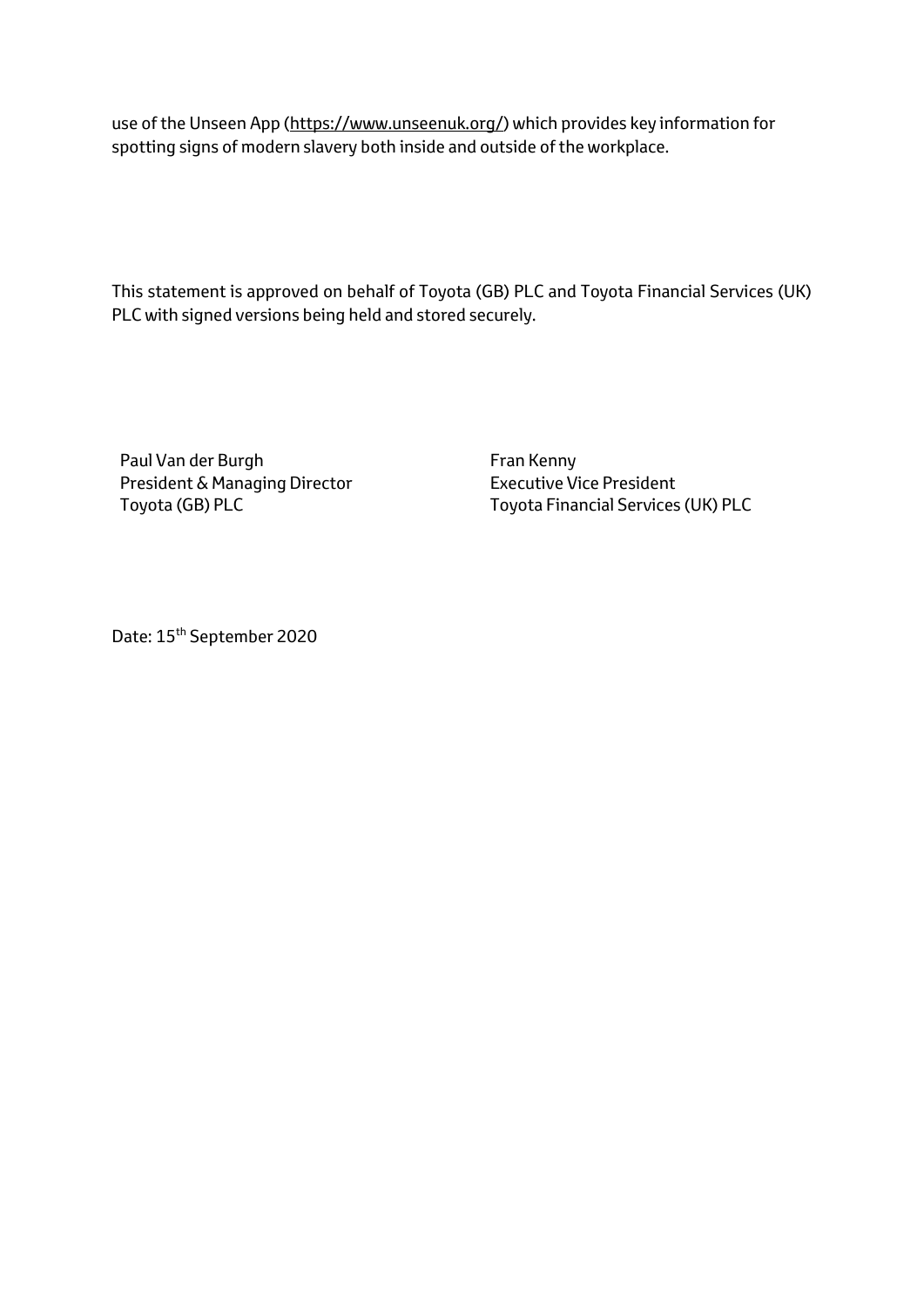use of the Unseen App (https://www.unseenuk.org/) which provides key information for spotting signs of modern slavery both inside and outside of the workplace.

This statement is approved on behalf of Toyota (GB) PLC and Toyota Financial Services (UK) PLC with signed versions being held and stored securely.

Paul Van der Burgh
President & Managing Director
Toyota (GB) PLC

Fran Kenny
Executive Vice President
Toyota Financial Services (UK) PLC

Date: 15th September 2020